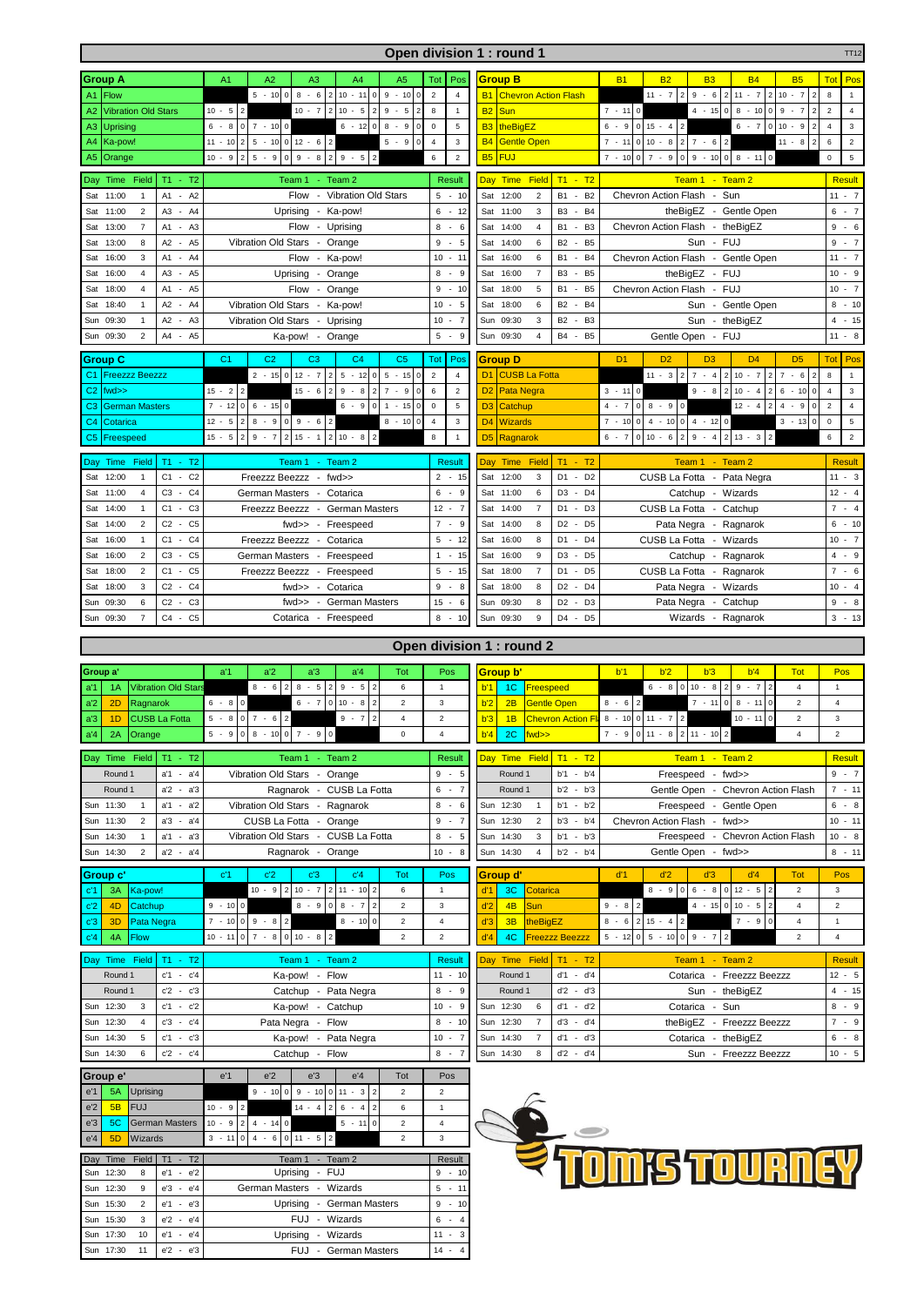# Open division 1 : round 1

TT12

## Group A

| | | A1 | A2 | A3 | A4 | A5 | Tot | Pos |
|---|---|---|---|---|---|---|---|---|
| A1 | Flow | | 5 - 10 0 | 8 - 6 2 | 10 - 11 0 | 9 - 10 0 | 2 | 4 |
| A2 | Vibration Old Stars | 10 - 5 2 | | 10 - 7 2 | 10 - 5 2 | 9 - 5 2 | 8 | 1 |
| A3 | Uprising | 6 - 8 0 | 7 - 10 0 | | 6 - 12 0 | 8 - 9 0 | 0 | 5 |
| A4 | Ka-pow! | 11 - 10 2 | 5 - 10 0 | 12 - 6 2 | | 5 - 9 0 | 4 | 3 |
| A5 | Orange | 10 - 9 2 | 5 - 9 0 | 9 - 8 2 | 9 - 5 2 | | 6 | 2 |

| Day | Time | Field | T1 - T2 | Team 1 - Team 2 | Result |
|---|---|---|---|---|---|
| Sat | 11:00 | 1 | A1 - A2 | Flow - Vibration Old Stars | 5 - 10 |
| Sat | 11:00 | 2 | A3 - A4 | Uprising - Ka-pow! | 6 - 12 |
| Sat | 13:00 | 7 | A1 - A3 | Flow - Uprising | 8 - 6 |
| Sat | 13:00 | 8 | A2 - A5 | Vibration Old Stars - Orange | 9 - 5 |
| Sat | 16:00 | 3 | A1 - A4 | Flow - Ka-pow! | 10 - 11 |
| Sat | 16:00 | 4 | A3 - A5 | Uprising - Orange | 8 - 9 |
| Sat | 18:00 | 4 | A1 - A5 | Flow - Orange | 9 - 10 |
| Sat | 18:40 | 1 | A2 - A4 | Vibration Old Stars - Ka-pow! | 10 - 5 |
| Sun | 09:30 | 1 | A2 - A3 | Vibration Old Stars - Uprising | 10 - 7 |
| Sun | 09:30 | 2 | A4 - A5 | Ka-pow! - Orange | 5 - 9 |

## Group B

| | | B1 | B2 | B3 | B4 | B5 | Tot | Pos |
|---|---|---|---|---|---|---|---|---|
| B1 | Chevron Action Flash | | 11 - 7 2 | 9 - 6 2 | 11 - 7 2 | 10 - 7 2 | 8 | 1 |
| B2 | Sun | 7 - 11 0 | | 4 - 15 0 | 8 - 10 0 | 9 - 7 2 | 2 | 4 |
| B3 | theBigEZ | 6 - 9 0 | 15 - 4 2 | | 6 - 7 0 | 10 - 9 2 | 4 | 3 |
| B4 | Gentle Open | 7 - 11 0 | 10 - 8 2 | 7 - 6 2 | | 11 - 8 2 | 6 | 2 |
| B5 | FUJ | 7 - 10 0 | 7 - 9 0 | 9 - 10 0 | 8 - 11 0 | | 0 | 5 |

| Day | Time | Field | T1 - T2 | Team 1 - Team 2 | Result |
|---|---|---|---|---|---|
| Sat | 12:00 | 2 | B1 - B2 | Chevron Action Flash - Sun | 11 - 7 |
| Sat | 11:00 | 3 | B3 - B4 | theBigEZ - Gentle Open | 6 - 7 |
| Sat | 14:00 | 4 | B1 - B3 | Chevron Action Flash - theBigEZ | 9 - 6 |
| Sat | 14:00 | 6 | B2 - B5 | Sun - FUJ | 9 - 7 |
| Sat | 16:00 | 6 | B1 - B4 | Chevron Action Flash - Gentle Open | 11 - 7 |
| Sat | 16:00 | 7 | B3 - B5 | theBigEZ - FUJ | 10 - 9 |
| Sat | 18:00 | 5 | B1 - B5 | Chevron Action Flash - FUJ | 10 - 7 |
| Sat | 18:00 | 6 | B2 - B4 | Sun - Gentle Open | 8 - 10 |
| Sun | 09:30 | 3 | B2 - B3 | Sun - theBigEZ | 4 - 15 |
| Sun | 09:30 | 4 | B4 - B5 | Gentle Open - FUJ | 11 - 8 |

## Group C

| | | C1 | C2 | C3 | C4 | C5 | Tot | Pos |
|---|---|---|---|---|---|---|---|---|
| C1 | Freezzz Beezzz | | 2 - 15 0 | 12 - 7 2 | 5 - 12 0 | 5 - 15 0 | 2 | 4 |
| C2 | fwd>> | 15 - 2 2 | | 15 - 6 2 | 9 - 8 2 | 7 - 9 0 | 6 | 2 |
| C3 | German Masters | 7 - 12 0 | 6 - 15 0 | | 6 - 9 0 | 1 - 15 0 | 0 | 5 |
| C4 | Cotarica | 12 - 5 2 | 8 - 9 0 | 9 - 6 2 | | 8 - 10 0 | 4 | 3 |
| C5 | Freespeed | 15 - 5 2 | 9 - 7 2 | 15 - 1 2 | 10 - 8 2 | | 8 | 1 |

| Day | Time | Field | T1 - T2 | Team 1 - Team 2 | Result |
|---|---|---|---|---|---|
| Sat | 12:00 | 1 | C1 - C2 | Freezzz Beezzz - fwd>> | 2 - 15 |
| Sat | 11:00 | 4 | C3 - C4 | German Masters - Cotarica | 6 - 9 |
| Sat | 14:00 | 1 | C1 - C3 | Freezzz Beezzz - German Masters | 12 - 7 |
| Sat | 14:00 | 2 | C2 - C5 | fwd>> - Freespeed | 7 - 9 |
| Sat | 16:00 | 1 | C1 - C4 | Freezzz Beezzz - Cotarica | 5 - 12 |
| Sat | 16:00 | 2 | C3 - C5 | German Masters - Freespeed | 1 - 15 |
| Sat | 18:00 | 2 | C1 - C5 | Freezzz Beezzz - Freespeed | 5 - 15 |
| Sat | 18:00 | 3 | C2 - C4 | fwd>> - Cotarica | 9 - 8 |
| Sun | 09:30 | 6 | C2 - C3 | fwd>> - German Masters | 15 - 6 |
| Sun | 09:30 | 7 | C4 - C5 | Cotarica - Freespeed | 8 - 10 |

## Group D

| | | D1 | D2 | D3 | D4 | D5 | Tot | Pos |
|---|---|---|---|---|---|---|---|---|
| D1 | CUSB La Fotta | | 11 - 3 2 | 7 - 4 2 | 10 - 7 2 | 7 - 6 2 | 8 | 1 |
| D2 | Pata Negra | 3 - 11 0 | | 9 - 8 2 | 10 - 4 2 | 6 - 10 0 | 4 | 3 |
| D3 | Catchup | 4 - 7 0 | 8 - 9 0 | | 12 - 4 2 | 4 - 9 0 | 2 | 4 |
| D4 | Wizards | 7 - 10 0 | 4 - 10 0 | 4 - 12 0 | | 3 - 13 0 | 0 | 5 |
| D5 | Ragnarok | 6 - 7 0 | 10 - 6 2 | 9 - 4 2 | 13 - 3 2 | | 6 | 2 |

| Day | Time | Field | T1 - T2 | Team 1 - Team 2 | Result |
|---|---|---|---|---|---|
| Sat | 12:00 | 3 | D1 - D2 | CUSB La Fotta - Pata Negra | 11 - 3 |
| Sat | 11:00 | 6 | D3 - D4 | Catchup - Wizards | 12 - 4 |
| Sat | 14:00 | 7 | D1 - D3 | CUSB La Fotta - Catchup | 7 - 4 |
| Sat | 14:00 | 8 | D2 - D5 | Pata Negra - Ragnarok | 6 - 10 |
| Sat | 16:00 | 8 | D1 - D4 | CUSB La Fotta - Wizards | 10 - 7 |
| Sat | 16:00 | 9 | D3 - D5 | Catchup - Ragnarok | 4 - 9 |
| Sat | 18:00 | 7 | D1 - D5 | CUSB La Fotta - Ragnarok | 7 - 6 |
| Sat | 18:00 | 8 | D2 - D4 | Pata Negra - Wizards | 10 - 4 |
| Sun | 09:30 | 8 | D2 - D3 | Pata Negra - Catchup | 9 - 8 |
| Sun | 09:30 | 9 | D4 - D5 | Wizards - Ragnarok | 3 - 13 |

# Open division 1 : round 2

## Group a'

| | | | a'1 | a'2 | a'3 | a'4 | Tot | Pos |
|---|---|---|---|---|---|---|---|---|
| a'1 | 1A | Vibration Old Stars | | 8 - 6 2 | 8 - 5 2 | 9 - 5 2 | 6 | 1 |
| a'2 | 2D | Ragnarok | 6 - 8 0 | | 6 - 7 0 | 10 - 8 2 | 2 | 3 |
| a'3 | 1D | CUSB La Fotta | 5 - 8 0 | 7 - 6 2 | | 9 - 7 2 | 4 | 2 |
| a'4 | 2A | Orange | 5 - 9 0 | 8 - 10 0 | 7 - 9 0 | | 0 | 4 |

| Day | Time | Field | T1 - T2 | Team 1 - Team 2 | Result |
|---|---|---|---|---|---|
| Round 1 | | | a'1 - a'4 | Vibration Old Stars - Orange | 9 - 5 |
| Round 1 | | | a'2 - a'3 | Ragnarok - CUSB La Fotta | 6 - 7 |
| Sun | 11:30 | 1 | a'1 - a'2 | Vibration Old Stars - Ragnarok | 8 - 6 |
| Sun | 11:30 | 2 | a'3 - a'4 | CUSB La Fotta - Orange | 9 - 7 |
| Sun | 14:30 | 1 | a'1 - a'3 | Vibration Old Stars - CUSB La Fotta | 8 - 5 |
| Sun | 14:30 | 2 | a'2 - a'4 | Ragnarok - Orange | 10 - 8 |

## Group b'

| | | | b'1 | b'2 | b'3 | b'4 | Tot | Pos |
|---|---|---|---|---|---|---|---|---|
| b'1 | 1C | Freespeed | | 6 - 8 0 | 10 - 8 2 | 9 - 7 2 | 4 | 1 |
| b'2 | 2B | Gentle Open | 8 - 6 2 | | 7 - 11 0 | 8 - 11 0 | 2 | 4 |
| b'3 | 1B | Chevron Action Fl | 8 - 10 0 | 11 - 7 2 | | 10 - 11 0 | 2 | 3 |
| b'4 | 2C | fwd>> | 7 - 9 0 | 11 - 8 2 | 11 - 10 2 | | 4 | 2 |

| Day | Time | Field | T1 - T2 | Team 1 - Team 2 | Result |
|---|---|---|---|---|---|
| Round 1 | | | b'1 - b'4 | Freespeed - fwd>> | 9 - 7 |
| Round 1 | | | b'2 - b'3 | Gentle Open - Chevron Action Flash | 7 - 11 |
| Sun | 12:30 | 1 | b'1 - b'2 | Freespeed - Gentle Open | 6 - 8 |
| Sun | 12:30 | 2 | b'3 - b'4 | Chevron Action Flash - fwd>> | 10 - 11 |
| Sun | 14:30 | 3 | b'1 - b'3 | Freespeed - Chevron Action Flash | 10 - 8 |
| Sun | 14:30 | 4 | b'2 - b'4 | Gentle Open - fwd>> | 8 - 11 |

## Group c'

| | | | c'1 | c'2 | c'3 | c'4 | Tot | Pos |
|---|---|---|---|---|---|---|---|---|
| c'1 | 3A | Ka-pow! | | 10 - 9 2 | 10 - 7 2 | 11 - 10 2 | 6 | 1 |
| c'2 | 4D | Catchup | 9 - 10 0 | | 8 - 9 0 | 8 - 7 2 | 2 | 3 |
| c'3 | 3D | Pata Negra | 7 - 10 0 | 9 - 8 2 | | 8 - 10 0 | 2 | 4 |
| c'4 | 4A | Flow | 10 - 11 0 | 7 - 8 0 | 10 - 8 2 | | 2 | 2 |

| Day | Time | Field | T1 - T2 | Team 1 - Team 2 | Result |
|---|---|---|---|---|---|
| Round 1 | | | c'1 - c'4 | Ka-pow! - Flow | 11 - 10 |
| Round 1 | | | c'2 - c'3 | Catchup - Pata Negra | 8 - 9 |
| Sun | 12:30 | 3 | c'1 - c'2 | Ka-pow! - Catchup | 10 - 9 |
| Sun | 12:30 | 4 | c'3 - c'4 | Pata Negra - Flow | 8 - 10 |
| Sun | 14:30 | 5 | c'1 - c'3 | Ka-pow! - Pata Negra | 10 - 7 |
| Sun | 14:30 | 6 | c'2 - c'4 | Catchup - Flow | 8 - 7 |

## Group d'

| | | | d'1 | d'2 | d'3 | d'4 | Tot | Pos |
|---|---|---|---|---|---|---|---|---|
| d'1 | 3C | Cotarica | | 8 - 9 0 | 6 - 8 0 | 12 - 5 2 | 2 | 3 |
| d'2 | 4B | Sun | 9 - 8 2 | | 4 - 15 0 | 10 - 5 2 | 4 | 2 |
| d'3 | 3B | theBigEZ | 8 - 6 2 | 15 - 4 2 | | 7 - 9 0 | 4 | 1 |
| d'4 | 4C | Freezzz Beezzz | 5 - 12 0 | 5 - 10 0 | 9 - 7 2 | | 2 | 4 |

| Day | Time | Field | T1 - T2 | Team 1 - Team 2 | Result |
|---|---|---|---|---|---|
| Round 1 | | | d'1 - d'4 | Cotarica - Freezzz Beezzz | 12 - 5 |
| Round 1 | | | d'2 - d'3 | Sun - theBigEZ | 4 - 15 |
| Sun | 12:30 | 6 | d'1 - d'2 | Cotarica - Sun | 8 - 9 |
| Sun | 12:30 | 7 | d'3 - d'4 | theBigEZ - Freezzz Beezzz | 7 - 9 |
| Sun | 14:30 | 7 | d'1 - d'3 | Cotarica - theBigEZ | 6 - 8 |
| Sun | 14:30 | 8 | d'2 - d'4 | Sun - Freezzz Beezzz | 10 - 5 |

## Group e'

| | | | e'1 | e'2 | e'3 | e'4 | Tot | Pos |
|---|---|---|---|---|---|---|---|---|
| e'1 | 5A | Uprising | | 9 - 10 0 | 9 - 10 0 | 11 - 3 2 | 2 | 2 |
| e'2 | 5B | FUJ | 10 - 9 2 | | 14 - 4 2 | 6 - 4 2 | 6 | 1 |
| e'3 | 5C | German Masters | 10 - 9 2 | 4 - 14 0 | | 5 - 11 0 | 2 | 4 |
| e'4 | 5D | Wizards | 3 - 11 0 | 4 - 6 0 | 11 - 5 2 | | 2 | 3 |

| Day | Time | Field | T1 - T2 | Team 1 - Team 2 | Result |
|---|---|---|---|---|---|
| Sun | 12:30 | 8 | e'1 - e'2 | Uprising - FUJ | 9 - 10 |
| Sun | 12:30 | 9 | e'3 - e'4 | German Masters - Wizards | 5 - 11 |
| Sun | 15:30 | 2 | e'1 - e'3 | Uprising - German Masters | 9 - 10 |
| Sun | 15:30 | 3 | e'2 - e'4 | FUJ - Wizards | 6 - 4 |
| Sun | 17:30 | 10 | e'1 - e'4 | Uprising - Wizards | 11 - 3 |
| Sun | 17:30 | 11 | e'2 - e'3 | FUJ - German Masters | 14 - 4 |

TOM'S TOURNEY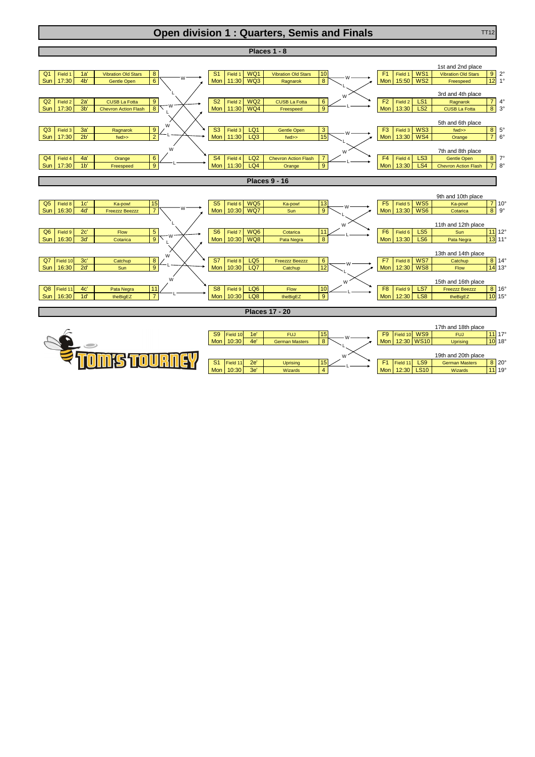# Open division 1 : Quarters, Semis and Finals

TT12

## Places 1 - 8

### Quarters

| Game | Field | Seed | Team | Score |
|---|---|---|---|---|
| Q1 | Field 1 | 1a' | Vibration Old Stars | 8 |
| Sun | 17:30 | 4b' | Gentle Open | 6 |
| Q2 | Field 2 | 2a' | CUSB La Fotta | 9 |
| Sun | 17:30 | 3b' | Chevron Action Flash | 8 |
| Q3 | Field 3 | 3a' | Ragnarok | 9 |
| Sun | 17:30 | 2b' | fwd>> | 2 |
| Q4 | Field 4 | 4a' | Orange | 6 |
| Sun | 17:30 | 1b' | Freespeed | 9 |

### Semis

| Game | Field | Slot | Team | Score |
|---|---|---|---|---|
| S1 | Field 1 | WQ1 | Vibration Old Stars | 10 |
| Mon | 11:30 | WQ3 | Ragnarok | 8 |
| S2 | Field 2 | WQ2 | CUSB La Fotta | 6 |
| Mon | 11:30 | WQ4 | Freespeed | 9 |
| S3 | Field 3 | LQ1 | Gentle Open | 3 |
| Mon | 11:30 | LQ3 | fwd>> | 15 |
| S4 | Field 4 | LQ2 | Chevron Action Flash | 7 |
| Mon | 11:30 | LQ4 | Orange | 9 |

### Finals

| Game | Field | Slot | Team | Score | Place |
|---|---|---|---|---|---|
| 1st and 2nd place | | | | | |
| F1 | Field 1 | WS1 | Vibration Old Stars | 9 | 2° |
| Mon | 15:50 | WS2 | Freespeed | 12 | 1° |
| 3rd and 4th place | | | | | |
| F2 | Field 2 | LS1 | Ragnarok | 7 | 4° |
| Mon | 13:30 | LS2 | CUSB La Fotta | 8 | 3° |
| 5th and 6th place | | | | | |
| F3 | Field 3 | WS3 | fwd>> | 8 | 5° |
| Mon | 13:30 | WS4 | Orange | 7 | 6° |
| 7th and 8th place | | | | | |
| F4 | Field 4 | LS3 | Gentle Open | 8 | 7° |
| Mon | 13:30 | LS4 | Chevron Action Flash | 7 | 8° |

## Places 9 - 16

### Quarters

| Game | Field | Seed | Team | Score |
|---|---|---|---|---|
| Q5 | Field 8 | 1c' | Ka-pow! | 15 |
| Sun | 16:30 | 4d' | Freezzz Beezzz | 7 |
| Q6 | Field 9 | 2c' | Flow | 5 |
| Sun | 16:30 | 3d' | Cotarica | 9 |
| Q7 | Field 10 | 3c' | Catchup | 8 |
| Sun | 16:30 | 2d' | Sun | 9 |
| Q8 | Field 11 | 4c' | Pata Negra | 11 |
| Sun | 16:30 | 1d' | theBigEZ | 7 |

### Semis

| Game | Field | Slot | Team | Score |
|---|---|---|---|---|
| S5 | Field 6 | WQ5 | Ka-pow! | 13 |
| Mon | 10:30 | WQ7 | Sun | 9 |
| S6 | Field 7 | WQ6 | Cotarica | 11 |
| Mon | 10:30 | WQ8 | Pata Negra | 8 |
| S7 | Field 8 | LQ5 | Freezzz Beezzz | 6 |
| Mon | 10:30 | LQ7 | Catchup | 12 |
| S8 | Field 9 | LQ6 | Flow | 10 |
| Mon | 10:30 | LQ8 | theBigEZ | 9 |

### Finals

| Game | Field | Slot | Team | Score | Place |
|---|---|---|---|---|---|
| 9th and 10th place | | | | | |
| F5 | Field 5 | WS5 | Ka-pow! | 7 | 10° |
| Mon | 13:30 | WS6 | Cotarica | 8 | 9° |
| 11th and 12th place | | | | | |
| F6 | Field 6 | LS5 | Sun | 11 | 12° |
| Mon | 13:30 | LS6 | Pata Negra | 13 | 11° |
| 13th and 14th place | | | | | |
| F7 | Field 8 | WS7 | Catchup | 8 | 14° |
| Mon | 12:30 | WS8 | Flow | 14 | 13° |
| 15th and 16th place | | | | | |
| F8 | Field 9 | LS7 | Freezzz Beezzz | 8 | 16° |
| Mon | 12:30 | LS8 | theBigEZ | 10 | 15° |

## Places 17 - 20

### Semis

| Game | Field | Seed | Team | Score |
|---|---|---|---|---|
| S9 | Field 10 | 1e' | FUJ | 15 |
| Mon | 10:30 | 4e' | German Masters | 8 |
| S1 | Field 11 | 2e' | Uprising | 15 |
| Mon | 10:30 | 3e' | Wizards | 4 |

### Finals

| Game | Field | Slot | Team | Score | Place |
|---|---|---|---|---|---|
| 17th and 18th place | | | | | |
| F9 | Field 10 | WS9 | FUJ | 11 | 17° |
| Mon | 12:30 | WS10 | Uprising | 10 | 18° |
| 19th and 20th place | | | | | |
| F1 | Field 11 | LS9 | German Masters | 8 | 20° |
| Mon | 12:30 | LS10 | Wizards | 11 | 19° |

TOM'S TOURNEY